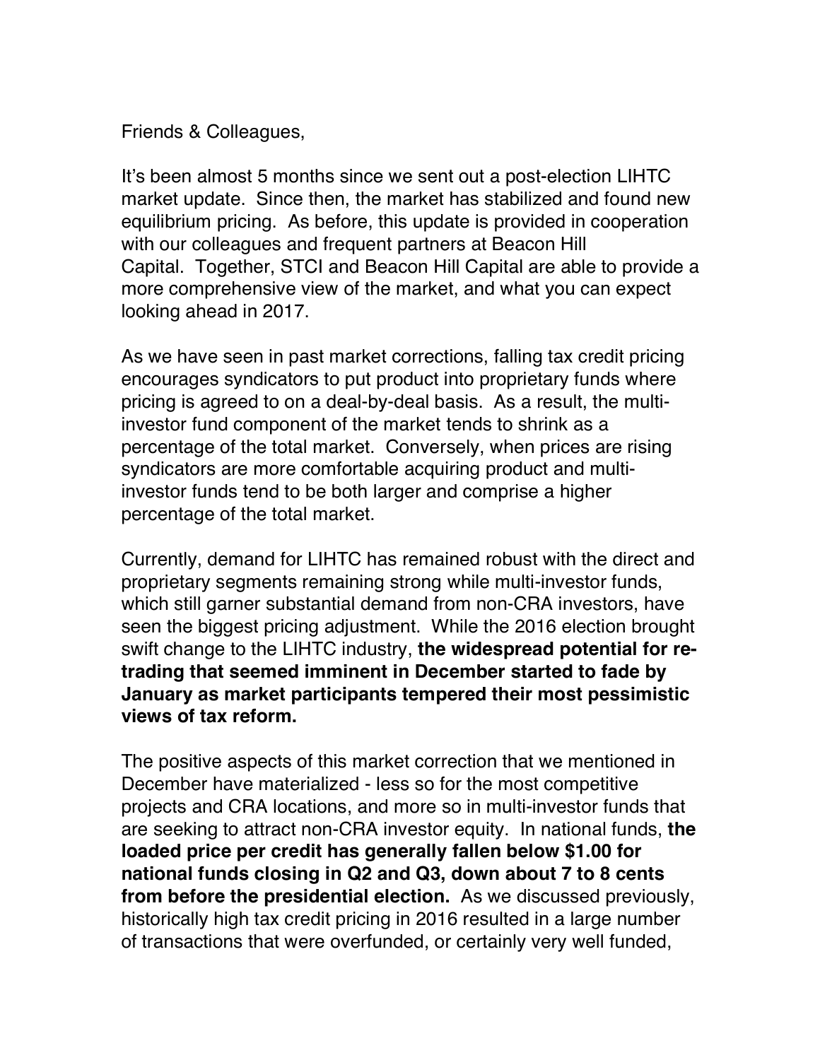Friends & Colleagues,

It's been almost 5 months since we sent out a post-election LIHTC market update. Since then, the market has stabilized and found new equilibrium pricing. As before, this update is provided in cooperation with our colleagues and frequent partners at Beacon Hill Capital. Together, STCI and Beacon Hill Capital are able to provide a more comprehensive view of the market, and what you can expect looking ahead in 2017.

As we have seen in past market corrections, falling tax credit pricing encourages syndicators to put product into proprietary funds where pricing is agreed to on a deal-by-deal basis. As a result, the multi-investor fund component of the market tends to shrink as a percentage of the total market. Conversely, when prices are rising syndicators are more comfortable acquiring product and multi-investor funds tend to be both larger and comprise a higher percentage of the total market.

Currently, demand for LIHTC has remained robust with the direct and proprietary segments remaining strong while multi-investor funds, which still garner substantial demand from non-CRA investors, have seen the biggest pricing adjustment. While the 2016 election brought swift change to the LIHTC industry, **the widespread potential for re-trading that seemed imminent in December started to fade by January as market participants tempered their most pessimistic views of tax reform.**

The positive aspects of this market correction that we mentioned in December have materialized - less so for the most competitive projects and CRA locations, and more so in multi-investor funds that are seeking to attract non-CRA investor equity. In national funds, **the loaded price per credit has generally fallen below $1.00 for national funds closing in Q2 and Q3, down about 7 to 8 cents from before the presidential election.** As we discussed previously, historically high tax credit pricing in 2016 resulted in a large number of transactions that were overfunded, or certainly very well funded,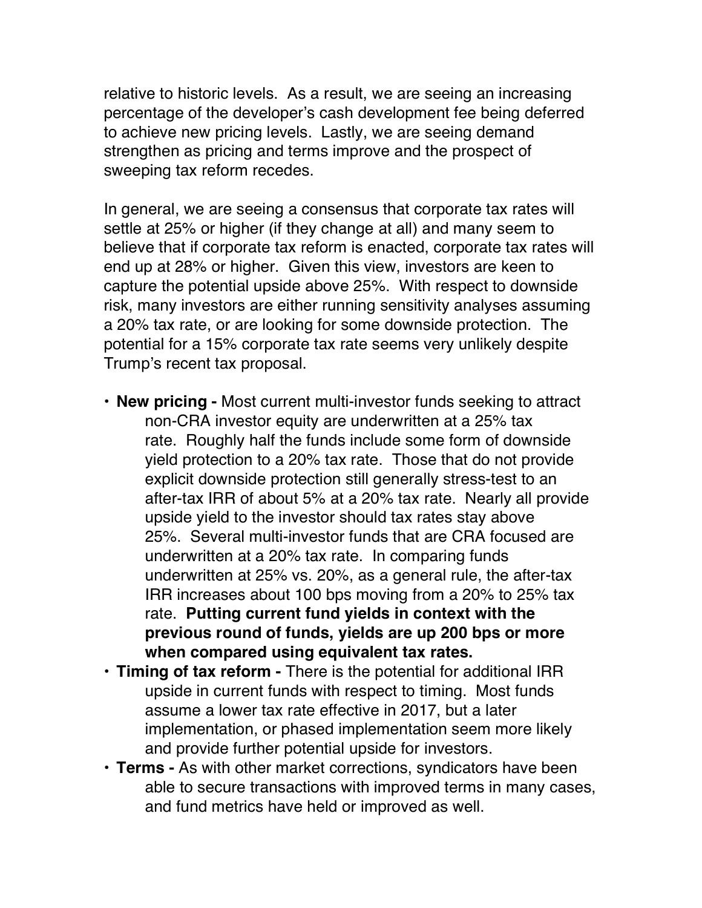relative to historic levels. As a result, we are seeing an increasing percentage of the developer's cash development fee being deferred to achieve new pricing levels. Lastly, we are seeing demand strengthen as pricing and terms improve and the prospect of sweeping tax reform recedes.

In general, we are seeing a consensus that corporate tax rates will settle at 25% or higher (if they change at all) and many seem to believe that if corporate tax reform is enacted, corporate tax rates will end up at 28% or higher. Given this view, investors are keen to capture the potential upside above 25%. With respect to downside risk, many investors are either running sensitivity analyses assuming a 20% tax rate, or are looking for some downside protection. The potential for a 15% corporate tax rate seems very unlikely despite Trump's recent tax proposal.

- **New pricing -** Most current multi-investor funds seeking to attract non-CRA investor equity are underwritten at a 25% tax rate. Roughly half the funds include some form of downside yield protection to a 20% tax rate. Those that do not provide explicit downside protection still generally stress-test to an after-tax IRR of about 5% at a 20% tax rate. Nearly all provide upside yield to the investor should tax rates stay above 25%. Several multi-investor funds that are CRA focused are underwritten at a 20% tax rate. In comparing funds underwritten at 25% vs. 20%, as a general rule, the after-tax IRR increases about 100 bps moving from a 20% to 25% tax rate. **Putting current fund yields in context with the previous round of funds, yields are up 200 bps or more when compared using equivalent tax rates.**
- **Timing of tax reform -** There is the potential for additional IRR upside in current funds with respect to timing. Most funds assume a lower tax rate effective in 2017, but a later implementation, or phased implementation seem more likely and provide further potential upside for investors.
- **Terms -** As with other market corrections, syndicators have been able to secure transactions with improved terms in many cases, and fund metrics have held or improved as well.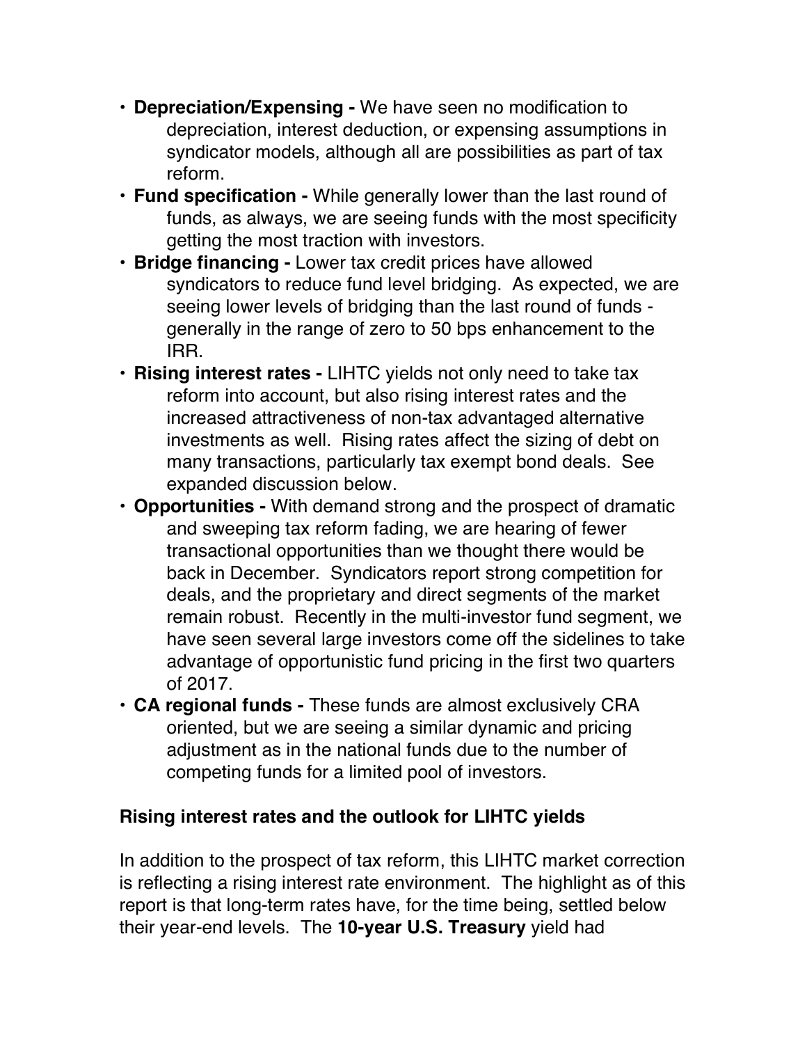- **Depreciation/Expensing -** We have seen no modification to depreciation, interest deduction, or expensing assumptions in syndicator models, although all are possibilities as part of tax reform.
- **Fund specification -** While generally lower than the last round of funds, as always, we are seeing funds with the most specificity getting the most traction with investors.
- **Bridge financing -** Lower tax credit prices have allowed syndicators to reduce fund level bridging. As expected, we are seeing lower levels of bridging than the last round of funds - generally in the range of zero to 50 bps enhancement to the IRR.
- **Rising interest rates -** LIHTC yields not only need to take tax reform into account, but also rising interest rates and the increased attractiveness of non-tax advantaged alternative investments as well. Rising rates affect the sizing of debt on many transactions, particularly tax exempt bond deals. See expanded discussion below.
- **Opportunities -** With demand strong and the prospect of dramatic and sweeping tax reform fading, we are hearing of fewer transactional opportunities than we thought there would be back in December. Syndicators report strong competition for deals, and the proprietary and direct segments of the market remain robust. Recently in the multi-investor fund segment, we have seen several large investors come off the sidelines to take advantage of opportunistic fund pricing in the first two quarters of 2017.
- **CA regional funds -** These funds are almost exclusively CRA oriented, but we are seeing a similar dynamic and pricing adjustment as in the national funds due to the number of competing funds for a limited pool of investors.

### Rising interest rates and the outlook for LIHTC yields

In addition to the prospect of tax reform, this LIHTC market correction is reflecting a rising interest rate environment. The highlight as of this report is that long-term rates have, for the time being, settled below their year-end levels. The **10-year U.S. Treasury** yield had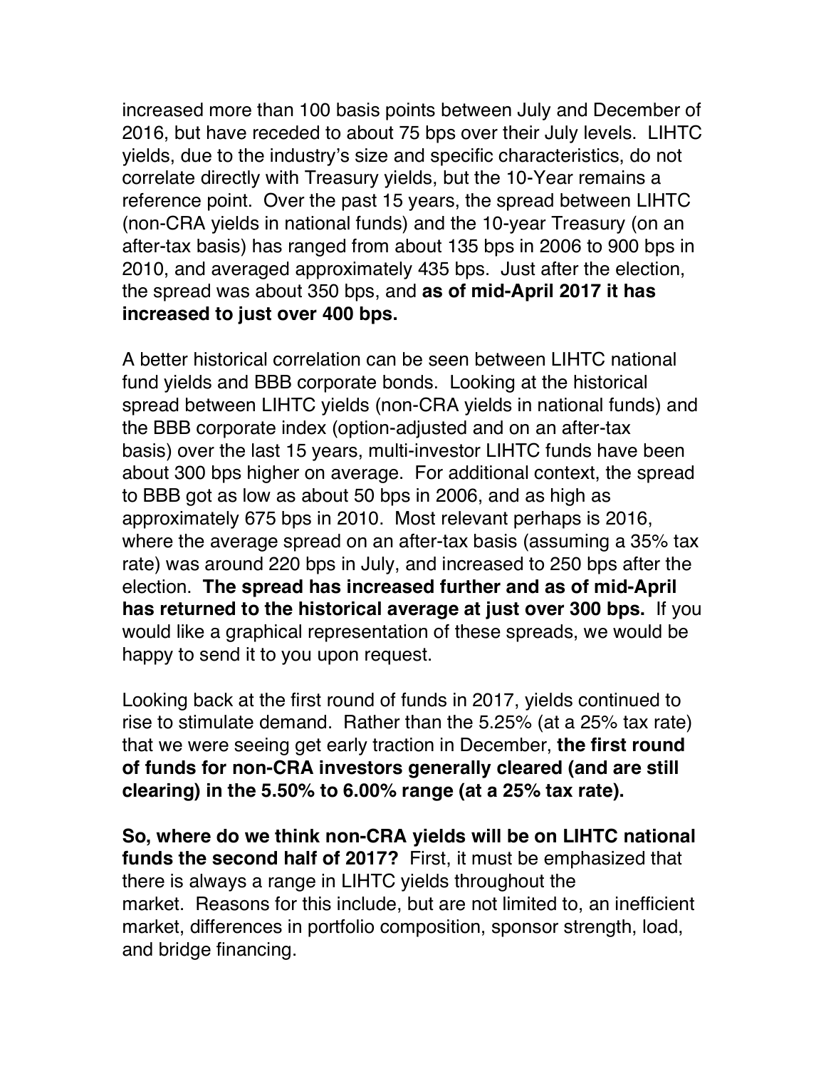increased more than 100 basis points between July and December of 2016, but have receded to about 75 bps over their July levels. LIHTC yields, due to the industry's size and specific characteristics, do not correlate directly with Treasury yields, but the 10-Year remains a reference point. Over the past 15 years, the spread between LIHTC (non-CRA yields in national funds) and the 10-year Treasury (on an after-tax basis) has ranged from about 135 bps in 2006 to 900 bps in 2010, and averaged approximately 435 bps. Just after the election, the spread was about 350 bps, and **as of mid-April 2017 it has increased to just over 400 bps.**

A better historical correlation can be seen between LIHTC national fund yields and BBB corporate bonds. Looking at the historical spread between LIHTC yields (non-CRA yields in national funds) and the BBB corporate index (option-adjusted and on an after-tax basis) over the last 15 years, multi-investor LIHTC funds have been about 300 bps higher on average. For additional context, the spread to BBB got as low as about 50 bps in 2006, and as high as approximately 675 bps in 2010. Most relevant perhaps is 2016, where the average spread on an after-tax basis (assuming a 35% tax rate) was around 220 bps in July, and increased to 250 bps after the election. **The spread has increased further and as of mid-April has returned to the historical average at just over 300 bps.** If you would like a graphical representation of these spreads, we would be happy to send it to you upon request.

Looking back at the first round of funds in 2017, yields continued to rise to stimulate demand. Rather than the 5.25% (at a 25% tax rate) that we were seeing get early traction in December, **the first round of funds for non-CRA investors generally cleared (and are still clearing) in the 5.50% to 6.00% range (at a 25% tax rate).**

**So, where do we think non-CRA yields will be on LIHTC national funds the second half of 2017?** First, it must be emphasized that there is always a range in LIHTC yields throughout the market. Reasons for this include, but are not limited to, an inefficient market, differences in portfolio composition, sponsor strength, load, and bridge financing.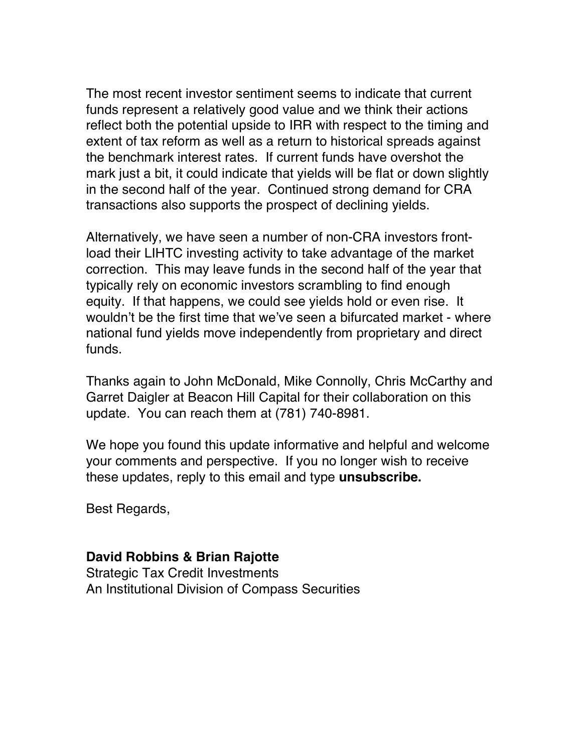The most recent investor sentiment seems to indicate that current funds represent a relatively good value and we think their actions reflect both the potential upside to IRR with respect to the timing and extent of tax reform as well as a return to historical spreads against the benchmark interest rates. If current funds have overshot the mark just a bit, it could indicate that yields will be flat or down slightly in the second half of the year. Continued strong demand for CRA transactions also supports the prospect of declining yields.

Alternatively, we have seen a number of non-CRA investors front-load their LIHTC investing activity to take advantage of the market correction. This may leave funds in the second half of the year that typically rely on economic investors scrambling to find enough equity. If that happens, we could see yields hold or even rise. It wouldn't be the first time that we've seen a bifurcated market - where national fund yields move independently from proprietary and direct funds.

Thanks again to John McDonald, Mike Connolly, Chris McCarthy and Garret Daigler at Beacon Hill Capital for their collaboration on this update. You can reach them at (781) 740-8981.

We hope you found this update informative and helpful and welcome your comments and perspective. If you no longer wish to receive these updates, reply to this email and type **unsubscribe.**

Best Regards,

**David Robbins & Brian Rajotte**
Strategic Tax Credit Investments
An Institutional Division of Compass Securities